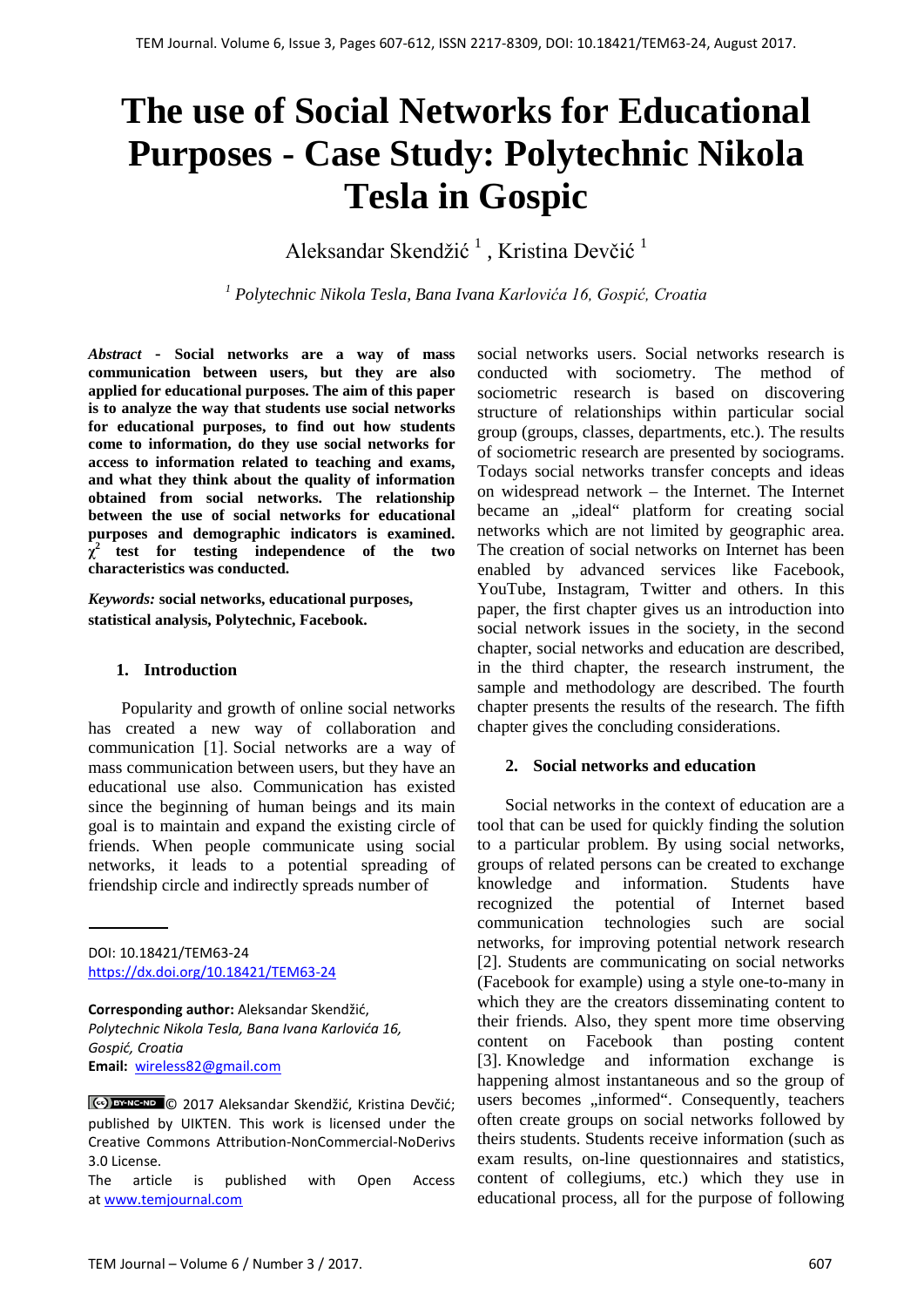# The use of Social Networks for Educational Purposes - Case Study: Polytechnic Nikola Tesla in Gospic

Aleksandar Skendžić [1], Kristina Devčić [1]

[1] *Polytechnic Nikola Tesla, Bana Ivana Karlovića 16, Gospić, Croatia*

***Abstract* - Social networks are a way of mass communication between users, but they are also applied for educational purposes. The aim of this paper is to analyze the way that students use social networks for educational purposes, to find out how students come to information, do they use social networks for access to information related to teaching and exams, and what they think about the quality of information obtained from social networks. The relationship between the use of social networks for educational purposes and demographic indicators is examined. $\chi^2$ test for testing independence of the two characteristics was conducted.**

***Keywords:* social networks, educational purposes, statistical analysis, Polytechnic, Facebook.**

## 1. Introduction

Popularity and growth of online social networks has created a new way of collaboration and communication [1]. Social networks are a way of mass communication between users, but they have an educational use also. Communication has existed since the beginning of human beings and its main goal is to maintain and expand the existing circle of friends. When people communicate using social networks, it leads to a potential spreading of friendship circle and indirectly spreads number of social networks users. Social networks research is conducted with sociometry. The method of sociometric research is based on discovering structure of relationships within particular social group (groups, classes, departments, etc.). The results of sociometric research are presented by sociograms. Todays social networks transfer concepts and ideas on widespread network – the Internet. The Internet became an „ideal" platform for creating social networks which are not limited by geographic area. The creation of social networks on Internet has been enabled by advanced services like Facebook, YouTube, Instagram, Twitter and others. In this paper, the first chapter gives us an introduction into social network issues in the society, in the second chapter, social networks and education are described, in the third chapter, the research instrument, the sample and methodology are described. The fourth chapter presents the results of the research. The fifth chapter gives the concluding considerations.

DOI: 10.18421/TEM63-24
https://dx.doi.org/10.18421/TEM63-24

**Corresponding author:** Aleksandar Skendžić,
*Polytechnic Nikola Tesla, Bana Ivana Karlovića 16, Gospić, Croatia*
**Email:** wireless82@gmail.com

© 2017 Aleksandar Skendžić, Kristina Devčić; published by UIKTEN. This work is licensed under the Creative Commons Attribution-NonCommercial-NoDerivs 3.0 License.
The article is published with Open Access at www.temjournal.com

## 2. Social networks and education

Social networks in the context of education are a tool that can be used for quickly finding the solution to a particular problem. By using social networks, groups of related persons can be created to exchange knowledge and information. Students have recognized the potential of Internet based communication technologies such are social networks, for improving potential network research [2]. Students are communicating on social networks (Facebook for example) using a style one-to-many in which they are the creators disseminating content to their friends. Also, they spent more time observing content on Facebook than posting content [3]. Knowledge and information exchange is happening almost instantaneous and so the group of users becomes „informed". Consequently, teachers often create groups on social networks followed by theirs students. Students receive information (such as exam results, on-line questionnaires and statistics, content of collegiums, etc.) which they use in educational process, all for the purpose of following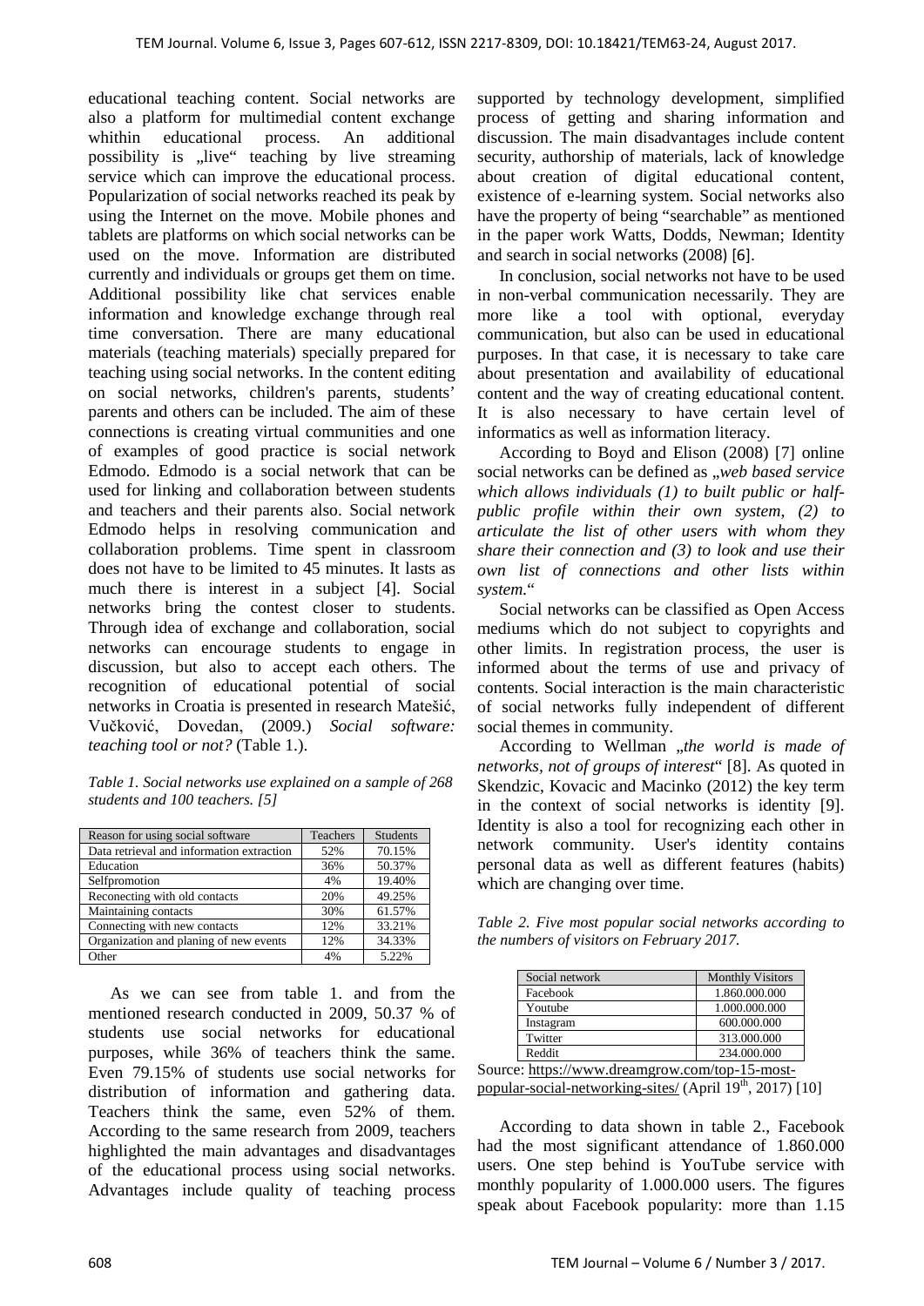educational teaching content. Social networks are also a platform for multimedial content exchange whithin educational process. An additional possibility is „live" teaching by live streaming service which can improve the educational process. Popularization of social networks reached its peak by using the Internet on the move. Mobile phones and tablets are platforms on which social networks can be used on the move. Information are distributed currently and individuals or groups get them on time. Additional possibility like chat services enable information and knowledge exchange through real time conversation. There are many educational materials (teaching materials) specially prepared for teaching using social networks. In the content editing on social networks, children's parents, students' parents and others can be included. The aim of these connections is creating virtual communities and one of examples of good practice is social network Edmodo. Edmodo is a social network that can be used for linking and collaboration between students and teachers and their parents also. Social network Edmodo helps in resolving communication and collaboration problems. Time spent in classroom does not have to be limited to 45 minutes. It lasts as much there is interest in a subject [4]. Social networks bring the contest closer to students. Through idea of exchange and collaboration, social networks can encourage students to engage in discussion, but also to accept each others. The recognition of educational potential of social networks in Croatia is presented in research Matešić, Vučković, Dovedan, (2009.) *Social software: teaching tool or not?* (Table 1.).

*Table 1. Social networks use explained on a sample of 268 students and 100 teachers. [5]*

| Reason for using social software | Teachers | Students |
|---|---|---|
| Data retrieval and information extraction | 52% | 70.15% |
| Education | 36% | 50.37% |
| Selfpromotion | 4% | 19.40% |
| Reconecting with old contacts | 20% | 49.25% |
| Maintaining contacts | 30% | 61.57% |
| Connecting with new contacts | 12% | 33.21% |
| Organization and planing of new events | 12% | 34.33% |
| Other | 4% | 5.22% |

As we can see from table 1. and from the mentioned research conducted in 2009, 50.37 % of students use social networks for educational purposes, while 36% of teachers think the same. Even 79.15% of students use social networks for distribution of information and gathering data. Teachers think the same, even 52% of them. According to the same research from 2009, teachers highlighted the main advantages and disadvantages of the educational process using social networks. Advantages include quality of teaching process supported by technology development, simplified process of getting and sharing information and discussion. The main disadvantages include content security, authorship of materials, lack of knowledge about creation of digital educational content, existence of e-learning system. Social networks also have the property of being "searchable" as mentioned in the paper work Watts, Dodds, Newman; Identity and search in social networks (2008) [6].

In conclusion, social networks not have to be used in non-verbal communication necessarily. They are more like a tool with optional, everyday communication, but also can be used in educational purposes. In that case, it is necessary to take care about presentation and availability of educational content and the way of creating educational content. It is also necessary to have certain level of informatics as well as information literacy.

According to Boyd and Elison (2008) [7] online social networks can be defined as „*web based service which allows individuals (1) to built public or half-public profile within their own system, (2) to articulate the list of other users with whom they share their connection and (3) to look and use their own list of connections and other lists within system.*"

Social networks can be classified as Open Access mediums which do not subject to copyrights and other limits. In registration process, the user is informed about the terms of use and privacy of contents. Social interaction is the main characteristic of social networks fully independent of different social themes in community.

According to Wellman „*the world is made of networks, not of groups of interest*" [8]. As quoted in Skendzic, Kovacic and Macinko (2012) the key term in the context of social networks is identity [9]. Identity is also a tool for recognizing each other in network community. User's identity contains personal data as well as different features (habits) which are changing over time.

*Table 2. Five most popular social networks according to the numbers of visitors on February 2017.*

| Social network | Monthly Visitors |
|---|---|
| Facebook | 1.860.000.000 |
| Youtube | 1.000.000.000 |
| Instagram | 600.000.000 |
| Twitter | 313.000.000 |
| Reddit | 234.000.000 |

Source: https://www.dreamgrow.com/top-15-most-popular-social-networking-sites/ (April 19th, 2017) [10]

According to data shown in table 2., Facebook had the most significant attendance of 1.860.000 users. One step behind is YouTube service with monthly popularity of 1.000.000 users. The figures speak about Facebook popularity: more than 1.15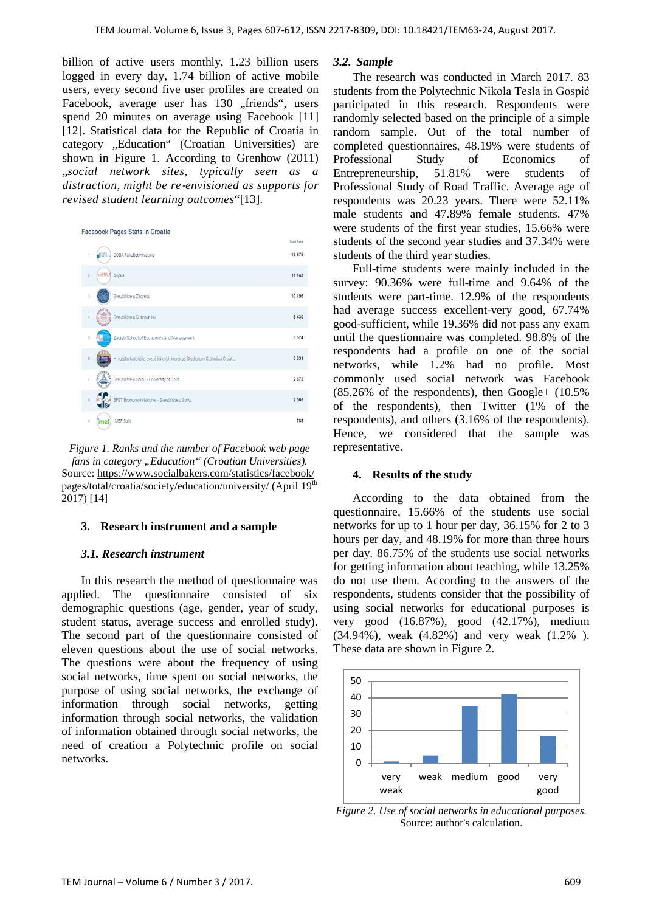billion of active users monthly, 1.23 billion users logged in every day, 1.74 billion of active mobile users, every second five user profiles are created on Facebook, average user has 130 „friends“, users spend 20 minutes on average using Facebook [11] [12]. Statistical data for the Republic of Croatia in category „Education“ (Croatian Universities) are shown in Figure 1. According to Grenhow (2011) „*social network sites, typically seen as a distraction, might be re-envisioned as supports for revised student learning outcomes*“[13].

| | Facebook Pages Stats in Croatia | Total Fans |
|---|---|---|
| 1 | DOBA Fakultet Hrvatska | 19 675 |
| 2 | Aspira | 11 163 |
| 3 | Sveučilište u Zagrebu | 10 196 |
| 4 | Sveučilište u Dubrovniku | 8 430 |
| 5 | Zagreb School of Economics and Management | 5 574 |
| 6 | Hrvatsko katoličko sveučilište (Universitas Studiorum Catholica Croati... | 3 331 |
| 7 | Sveučilište u Splitu - University of Split | 2 672 |
| 8 | EFST Ekonomski fakultet - Sveučilište u Splitu | 2 065 |
| 9 | IMEF Split | 788 |

*Figure 1. Ranks and the number of Facebook web page fans in category „Education“ (Croatian Universities).*
Source: https://www.socialbakers.com/statistics/facebook/pages/total/croatia/society/education/university/ (April 19th 2017) [14]

## 3. Research instrument and a sample

### 3.1. Research instrument

In this research the method of questionnaire was applied. The questionnaire consisted of six demographic questions (age, gender, year of study, student status, average success and enrolled study). The second part of the questionnaire consisted of eleven questions about the use of social networks. The questions were about the frequency of using social networks, time spent on social networks, the purpose of using social networks, the exchange of information through social networks, getting information through social networks, the validation of information obtained through social networks, the need of creation a Polytechnic profile on social networks.

### 3.2. Sample

The research was conducted in March 2017. 83 students from the Polytechnic Nikola Tesla in Gospić participated in this research. Respondents were randomly selected based on the principle of a simple random sample. Out of the total number of completed questionnaires, 48.19% were students of Professional Study of Economics of Entrepreneurship, 51.81% were students of Professional Study of Road Traffic. Average age of respondents was 20.23 years. There were 52.11% male students and 47.89% female students. 47% were students of the first year studies, 15.66% were students of the second year studies and 37.34% were students of the third year studies.

Full-time students were mainly included in the survey: 90.36% were full-time and 9.64% of the students were part-time. 12.9% of the respondents had average success excellent-very good, 67.74% good-sufficient, while 19.36% did not pass any exam until the questionnaire was completed. 98.8% of the respondents had a profile on one of the social networks, while 1.2% had no profile. Most commonly used social network was Facebook (85.26% of the respondents), then Google+ (10.5% of the respondents), then Twitter (1% of the respondents), and others (3.16% of the respondents). Hence, we considered that the sample was representative.

## 4. Results of the study

According to the data obtained from the questionnaire, 15.66% of the students use social networks for up to 1 hour per day, 36.15% for 2 to 3 hours per day, and 48.19% for more than three hours per day. 86.75% of the students use social networks for getting information about teaching, while 13.25% do not use them. According to the answers of the respondents, students consider that the possibility of using social networks for educational purposes is very good (16.87%), good (42.17%), medium (34.94%), weak (4.82%) and very weak (1.2% ). These data are shown in Figure 2.

| very weak | weak | medium | good | very good |
|---|---|---|---|---|
| 1.2 | 4.82 | 34.94 | 42.17 | 16.87 |

*Figure 2. Use of social networks in educational purposes.*
Source: author's calculation.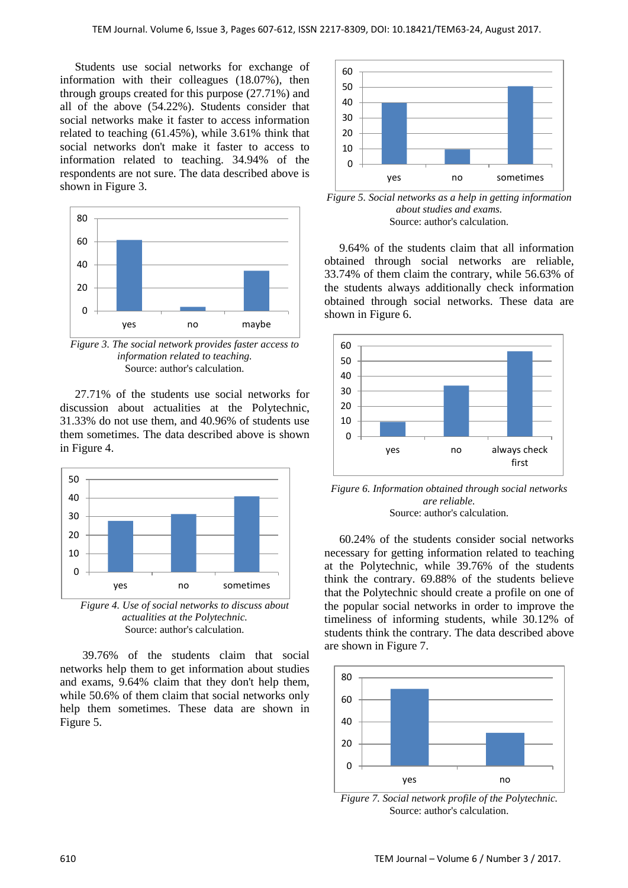Students use social networks for exchange of information with their colleagues (18.07%), then through groups created for this purpose (27.71%) and all of the above (54.22%). Students consider that social networks make it faster to access information related to teaching (61.45%), while 3.61% think that social networks don't make it faster to access to information related to teaching. 34.94% of the respondents are not sure. The data described above is shown in Figure 3.

*Figure 3. The social network provides faster access to information related to teaching.*
Source: author's calculation.

27.71% of the students use social networks for discussion about actualities at the Polytechnic, 31.33% do not use them, and 40.96% of students use them sometimes. The data described above is shown in Figure 4.

*Figure 4. Use of social networks to discuss about actualities at the Polytechnic.*
Source: author's calculation.

39.76% of the students claim that social networks help them to get information about studies and exams, 9.64% claim that they don't help them, while 50.6% of them claim that social networks only help them sometimes. These data are shown in Figure 5.

*Figure 5. Social networks as a help in getting information about studies and exams.*
Source: author's calculation.

9.64% of the students claim that all information obtained through social networks are reliable, 33.74% of them claim the contrary, while 56.63% of the students always additionally check information obtained through social networks. These data are shown in Figure 6.

*Figure 6. Information obtained through social networks are reliable.*
Source: author's calculation.

60.24% of the students consider social networks necessary for getting information related to teaching at the Polytechnic, while 39.76% of the students think the contrary. 69.88% of the students believe that the Polytechnic should create a profile on one of the popular social networks in order to improve the timeliness of informing students, while 30.12% of students think the contrary. The data described above are shown in Figure 7.

*Figure 7. Social network profile of the Polytechnic.*
Source: author's calculation.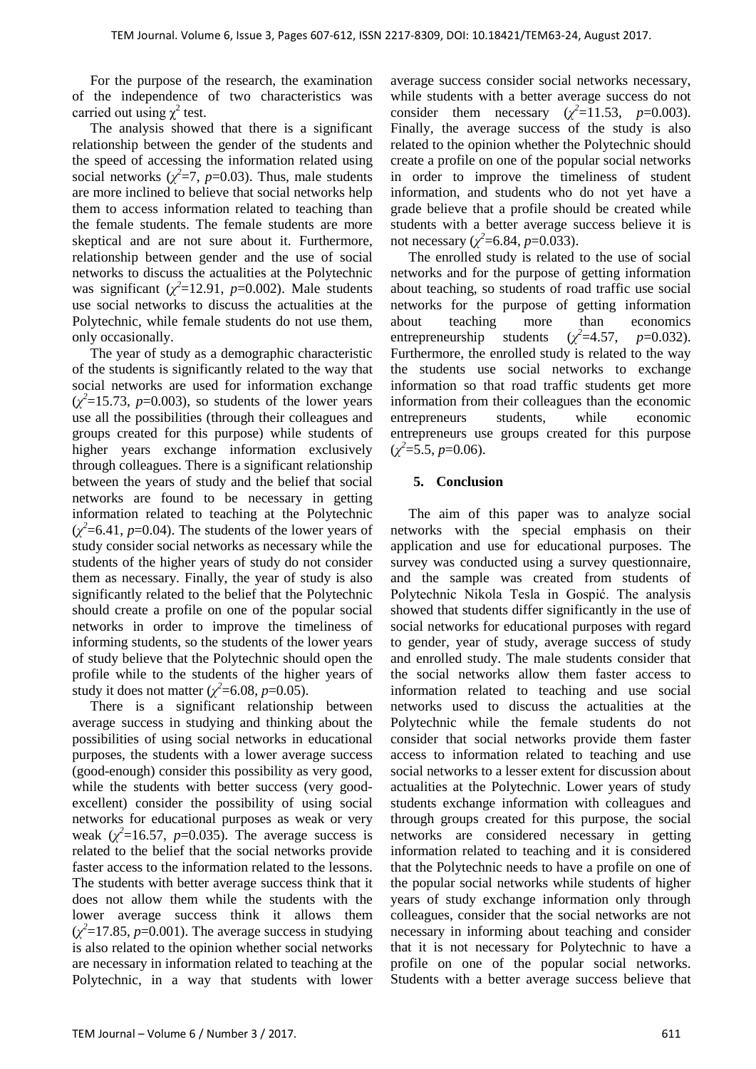For the purpose of the research, the examination of the independence of two characteristics was carried out using $\chi^2$ test.

The analysis showed that there is a significant relationship between the gender of the students and the speed of accessing the information related using social networks ($\chi^2$=7, $p$=0.03). Thus, male students are more inclined to believe that social networks help them to access information related to teaching than the female students. The female students are more skeptical and are not sure about it. Furthermore, relationship between gender and the use of social networks to discuss the actualities at the Polytechnic was significant ($\chi^2$=12.91, $p$=0.002). Male students use social networks to discuss the actualities at the Polytechnic, while female students do not use them, only occasionally.

The year of study as a demographic characteristic of the students is significantly related to the way that social networks are used for information exchange ($\chi^2$=15.73, $p$=0.003), so students of the lower years use all the possibilities (through their colleagues and groups created for this purpose) while students of higher years exchange information exclusively through colleagues. There is a significant relationship between the years of study and the belief that social networks are found to be necessary in getting information related to teaching at the Polytechnic ($\chi^2$=6.41, $p$=0.04). The students of the lower years of study consider social networks as necessary while the students of the higher years of study do not consider them as necessary. Finally, the year of study is also significantly related to the belief that the Polytechnic should create a profile on one of the popular social networks in order to improve the timeliness of informing students, so the students of the lower years of study believe that the Polytechnic should open the profile while to the students of the higher years of study it does not matter ($\chi^2$=6.08, $p$=0.05).

There is a significant relationship between average success in studying and thinking about the possibilities of using social networks in educational purposes, the students with a lower average success (good-enough) consider this possibility as very good, while the students with better success (very good-excellent) consider the possibility of using social networks for educational purposes as weak or very weak ($\chi^2$=16.57, $p$=0.035). The average success is related to the belief that the social networks provide faster access to the information related to the lessons. The students with better average success think that it does not allow them while the students with the lower average success think it allows them ($\chi^2$=17.85, $p$=0.001). The average success in studying is also related to the opinion whether social networks are necessary in information related to teaching at the Polytechnic, in a way that students with lower average success consider social networks necessary, while students with a better average success do not consider them necessary ($\chi^2$=11.53, $p$=0.003). Finally, the average success of the study is also related to the opinion whether the Polytechnic should create a profile on one of the popular social networks in order to improve the timeliness of student information, and students who do not yet have a grade believe that a profile should be created while students with a better average success believe it is not necessary ($\chi^2$=6.84, $p$=0.033).

The enrolled study is related to the use of social networks and for the purpose of getting information about teaching, so students of road traffic use social networks for the purpose of getting information about teaching more than economics entrepreneurship students ($\chi^2$=4.57, $p$=0.032). Furthermore, the enrolled study is related to the way the students use social networks to exchange information so that road traffic students get more information from their colleagues than the economic entrepreneurs students, while economic entrepreneurs use groups created for this purpose ($\chi^2$=5.5, $p$=0.06).

## 5. Conclusion

The aim of this paper was to analyze social networks with the special emphasis on their application and use for educational purposes. The survey was conducted using a survey questionnaire, and the sample was created from students of Polytechnic Nikola Tesla in Gospić. The analysis showed that students differ significantly in the use of social networks for educational purposes with regard to gender, year of study, average success of study and enrolled study. The male students consider that the social networks allow them faster access to information related to teaching and use social networks used to discuss the actualities at the Polytechnic while the female students do not consider that social networks provide them faster access to information related to teaching and use social networks to a lesser extent for discussion about actualities at the Polytechnic. Lower years of study students exchange information with colleagues and through groups created for this purpose, the social networks are considered necessary in getting information related to teaching and it is considered that the Polytechnic needs to have a profile on one of the popular social networks while students of higher years of study exchange information only through colleagues, consider that the social networks are not necessary in informing about teaching and consider that it is not necessary for Polytechnic to have a profile on one of the popular social networks. Students with a better average success believe that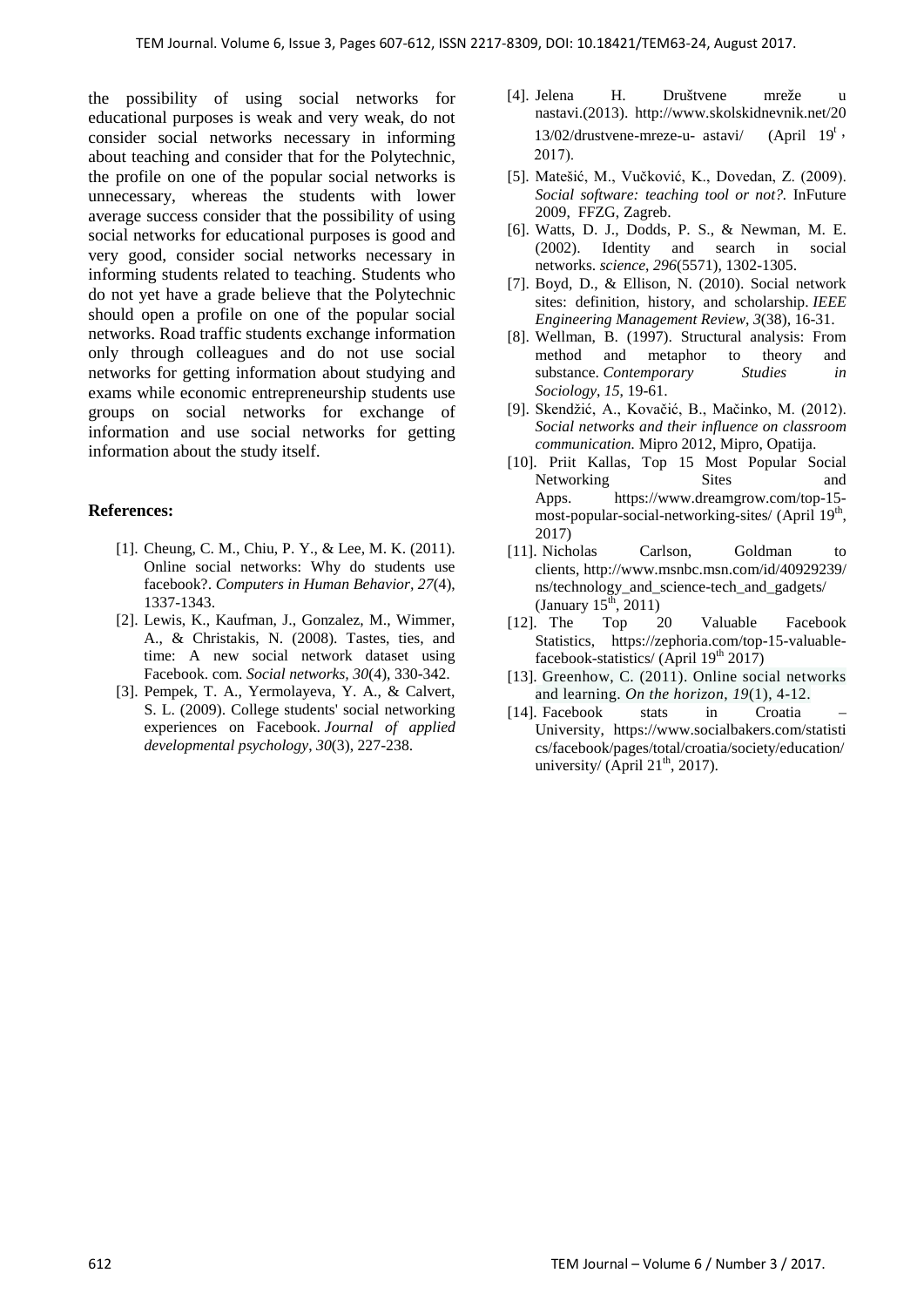the possibility of using social networks for educational purposes is weak and very weak, do not consider social networks necessary in informing about teaching and consider that for the Polytechnic, the profile on one of the popular social networks is unnecessary, whereas the students with lower average success consider that the possibility of using social networks for educational purposes is good and very good, consider social networks necessary in informing students related to teaching. Students who do not yet have a grade believe that the Polytechnic should open a profile on one of the popular social networks. Road traffic students exchange information only through colleagues and do not use social networks for getting information about studying and exams while economic entrepreneurship students use groups on social networks for exchange of information and use social networks for getting information about the study itself.

## References:

[1]. Cheung, C. M., Chiu, P. Y., & Lee, M. K. (2011). Online social networks: Why do students use facebook?. *Computers in Human Behavior*, *27*(4), 1337-1343.

[2]. Lewis, K., Kaufman, J., Gonzalez, M., Wimmer, A., & Christakis, N. (2008). Tastes, ties, and time: A new social network dataset using Facebook. com. *Social networks*, *30*(4), 330-342.

[3]. Pempek, T. A., Yermolayeva, Y. A., & Calvert, S. L. (2009). College students' social networking experiences on Facebook. *Journal of applied developmental psychology*, *30*(3), 227-238.

[4]. Jelena H. Društvene mreže u nastavi.(2013). http://www.skolskidnevnik.net/2013/02/drustvene-mreze-u- astavi/ (April 19[t], 2017).

[5]. Matešić, M., Vučković, K., Dovedan, Z. (2009). *Social software: teaching tool or not?.* InFuture 2009, FFZG, Zagreb.

[6]. Watts, D. J., Dodds, P. S., & Newman, M. E. (2002). Identity and search in social networks. *science*, *296*(5571), 1302-1305.

[7]. Boyd, D., & Ellison, N. (2010). Social network sites: definition, history, and scholarship. *IEEE Engineering Management Review*, *3*(38), 16-31.

[8]. Wellman, B. (1997). Structural analysis: From method and metaphor to theory and substance. *Contemporary Studies in Sociology*, *15*, 19-61.

[9]. Skendžić, A., Kovačić, B., Mačinko, M. (2012). *Social networks and their influence on classroom communication.* Mipro 2012, Mipro, Opatija.

[10]. Priit Kallas, Top 15 Most Popular Social Networking Sites and Apps. https://www.dreamgrow.com/top-15-most-popular-social-networking-sites/ (April 19[th], 2017)

[11]. Nicholas Carlson, Goldman to clients, http://www.msnbc.msn.com/id/40929239/ns/technology_and_science-tech_and_gadgets/ (January 15[th], 2011)

[12]. The Top 20 Valuable Facebook Statistics, https://zephoria.com/top-15-valuable-facebook-statistics/ (April 19[th] 2017)

[13]. Greenhow, C. (2011). Online social networks and learning. *On the horizon*, *19*(1), 4-12.

[14]. Facebook stats in Croatia – University, https://www.socialbakers.com/statistics/facebook/pages/total/croatia/society/education/university/ (April 21[th], 2017).